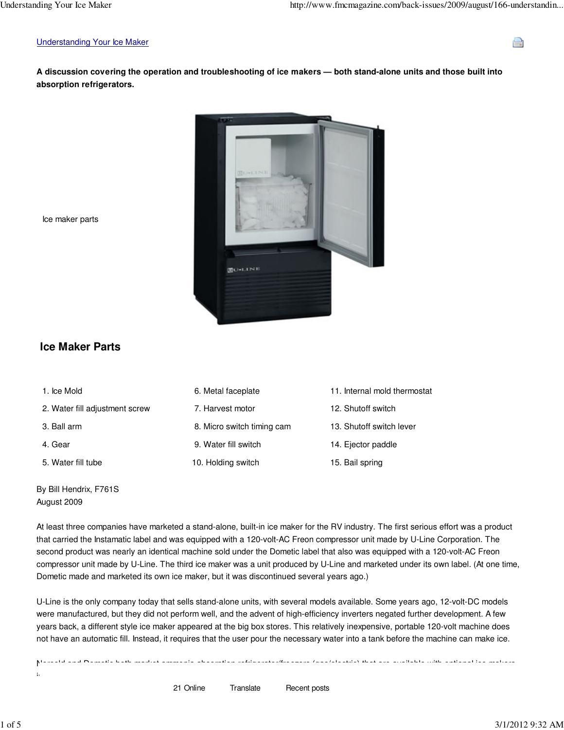[Understanding Your Ice Maker](#)

**A discussion covering the operation and troubleshooting of ice makers — both stand-alone units and those built into absorption refrigerators.**

Ice maker parts

## Ice Maker Parts

1. Ice Mold
2. Water fill adjustment screw
3. Ball arm
4. Gear
5. Water fill tube
6. Metal faceplate
7. Harvest motor
8. Micro switch timing cam
9. Water fill switch
10. Holding switch
11. Internal mold thermostat
12. Shutoff switch
13. Shutoff switch lever
14. Ejector paddle
15. Bail spring

By Bill Hendrix, F761S
August 2009

At least three companies have marketed a stand-alone, built-in ice maker for the RV industry. The first serious effort was a product that carried the Instamatic label and was equipped with a 120-volt-AC Freon compressor unit made by U-Line Corporation. The second product was nearly an identical machine sold under the Dometic label that also was equipped with a 120-volt-AC Freon compressor unit made by U-Line. The third ice maker was a unit produced by U-Line and marketed under its own label. (At one time, Dometic made and marketed its own ice maker, but it was discontinued several years ago.)

U-Line is the only company today that sells stand-alone units, with several models available. Some years ago, 12-volt-DC models were manufactured, but they did not perform well, and the advent of high-efficiency inverters negated further development. A few years back, a different style ice maker appeared at the big box stores. This relatively inexpensive, portable 120-volt machine does not have an automatic fill. Instead, it requires that the user pour the necessary water into a tank before the machine can make ice.

Norcold and Dometic both market ammonia absorption refrigerator/freezers (gas/electric) that are available with optional ice makers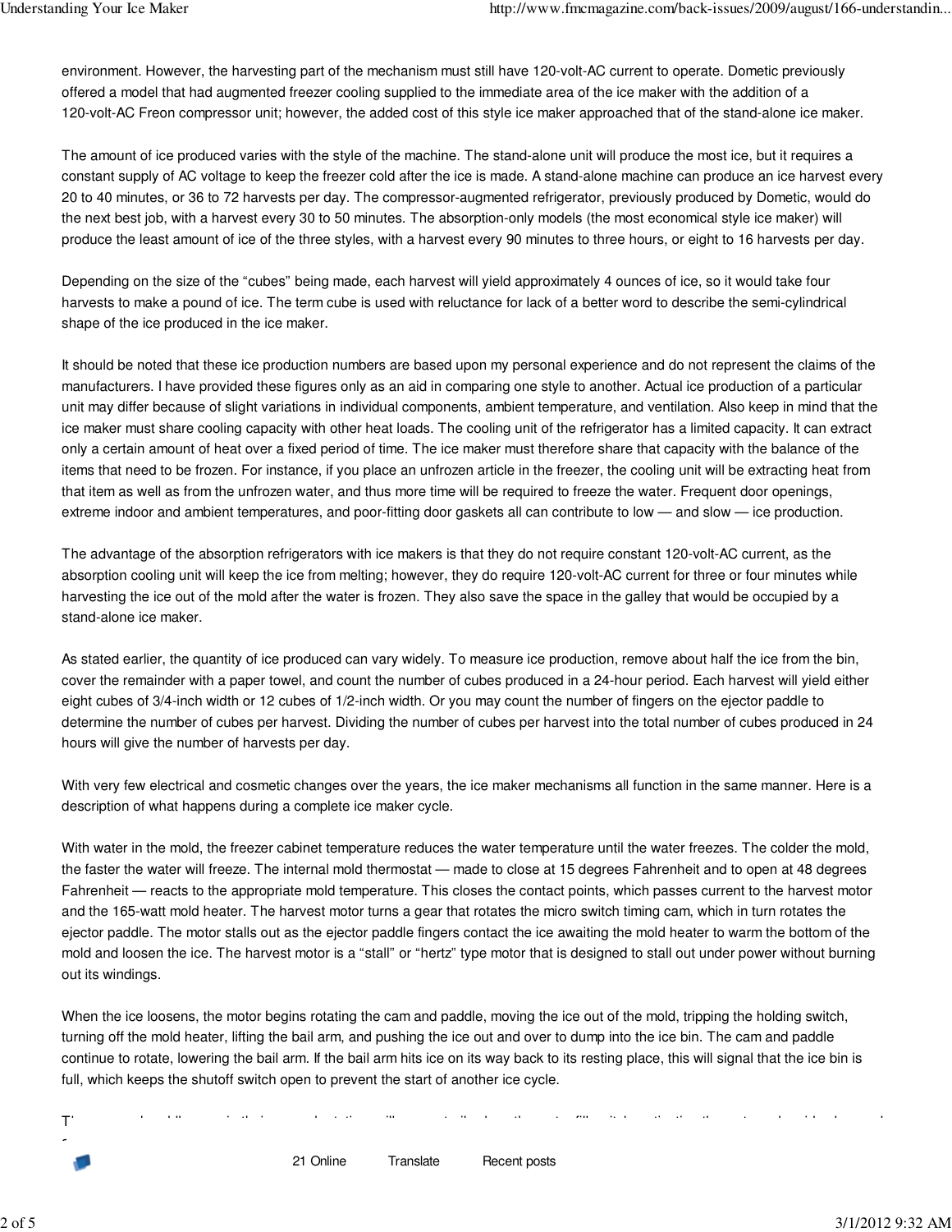environment. However, the harvesting part of the mechanism must still have 120-volt-AC current to operate. Dometic previously offered a model that had augmented freezer cooling supplied to the immediate area of the ice maker with the addition of a 120-volt-AC Freon compressor unit; however, the added cost of this style ice maker approached that of the stand-alone ice maker.

The amount of ice produced varies with the style of the machine. The stand-alone unit will produce the most ice, but it requires a constant supply of AC voltage to keep the freezer cold after the ice is made. A stand-alone machine can produce an ice harvest every 20 to 40 minutes, or 36 to 72 harvests per day. The compressor-augmented refrigerator, previously produced by Dometic, would do the next best job, with a harvest every 30 to 50 minutes. The absorption-only models (the most economical style ice maker) will produce the least amount of ice of the three styles, with a harvest every 90 minutes to three hours, or eight to 16 harvests per day.

Depending on the size of the "cubes" being made, each harvest will yield approximately 4 ounces of ice, so it would take four harvests to make a pound of ice. The term cube is used with reluctance for lack of a better word to describe the semi-cylindrical shape of the ice produced in the ice maker.

It should be noted that these ice production numbers are based upon my personal experience and do not represent the claims of the manufacturers. I have provided these figures only as an aid in comparing one style to another. Actual ice production of a particular unit may differ because of slight variations in individual components, ambient temperature, and ventilation. Also keep in mind that the ice maker must share cooling capacity with other heat loads. The cooling unit of the refrigerator has a limited capacity. It can extract only a certain amount of heat over a fixed period of time. The ice maker must therefore share that capacity with the balance of the items that need to be frozen. For instance, if you place an unfrozen article in the freezer, the cooling unit will be extracting heat from that item as well as from the unfrozen water, and thus more time will be required to freeze the water. Frequent door openings, extreme indoor and ambient temperatures, and poor-fitting door gaskets all can contribute to low — and slow — ice production.

The advantage of the absorption refrigerators with ice makers is that they do not require constant 120-volt-AC current, as the absorption cooling unit will keep the ice from melting; however, they do require 120-volt-AC current for three or four minutes while harvesting the ice out of the mold after the water is frozen. They also save the space in the galley that would be occupied by a stand-alone ice maker.

As stated earlier, the quantity of ice produced can vary widely. To measure ice production, remove about half the ice from the bin, cover the remainder with a paper towel, and count the number of cubes produced in a 24-hour period. Each harvest will yield either eight cubes of 3/4-inch width or 12 cubes of 1/2-inch width. Or you may count the number of fingers on the ejector paddle to determine the number of cubes per harvest. Dividing the number of cubes per harvest into the total number of cubes produced in 24 hours will give the number of harvests per day.

With very few electrical and cosmetic changes over the years, the ice maker mechanisms all function in the same manner. Here is a description of what happens during a complete ice maker cycle.

With water in the mold, the freezer cabinet temperature reduces the water temperature until the water freezes. The colder the mold, the faster the water will freeze. The internal mold thermostat — made to close at 15 degrees Fahrenheit and to open at 48 degrees Fahrenheit — reacts to the appropriate mold temperature. This closes the contact points, which passes current to the harvest motor and the 165-watt mold heater. The harvest motor turns a gear that rotates the micro switch timing cam, which in turn rotates the ejector paddle. The motor stalls out as the ejector paddle fingers contact the ice awaiting the mold heater to warm the bottom of the mold and loosen the ice. The harvest motor is a "stall" or "hertz" type motor that is designed to stall out under power without burning out its windings.

When the ice loosens, the motor begins rotating the cam and paddle, moving the ice out of the mold, tripping the holding switch, turning off the mold heater, lifting the bail arm, and pushing the ice out and over to dump into the ice bin. The cam and paddle continue to rotate, lowering the bail arm. If the bail arm hits ice on its way back to its resting place, this will signal that the ice bin is full, which keeps the shutoff switch open to prevent the start of another ice cycle.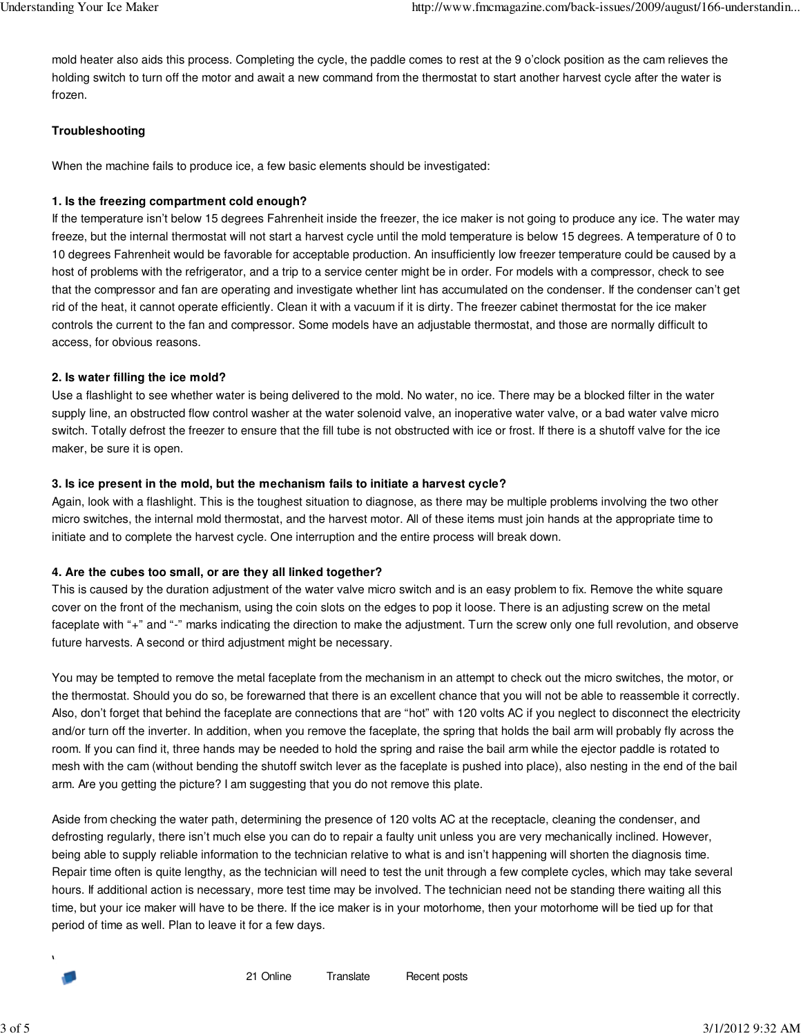mold heater also aids this process. Completing the cycle, the paddle comes to rest at the 9 o'clock position as the cam relieves the holding switch to turn off the motor and await a new command from the thermostat to start another harvest cycle after the water is frozen.

**Troubleshooting**

When the machine fails to produce ice, a few basic elements should be investigated:

**1. Is the freezing compartment cold enough?**

If the temperature isn't below 15 degrees Fahrenheit inside the freezer, the ice maker is not going to produce any ice. The water may freeze, but the internal thermostat will not start a harvest cycle until the mold temperature is below 15 degrees. A temperature of 0 to 10 degrees Fahrenheit would be favorable for acceptable production. An insufficiently low freezer temperature could be caused by a host of problems with the refrigerator, and a trip to a service center might be in order. For models with a compressor, check to see that the compressor and fan are operating and investigate whether lint has accumulated on the condenser. If the condenser can't get rid of the heat, it cannot operate efficiently. Clean it with a vacuum if it is dirty. The freezer cabinet thermostat for the ice maker controls the current to the fan and compressor. Some models have an adjustable thermostat, and those are normally difficult to access, for obvious reasons.

**2. Is water filling the ice mold?**

Use a flashlight to see whether water is being delivered to the mold. No water, no ice. There may be a blocked filter in the water supply line, an obstructed flow control washer at the water solenoid valve, an inoperative water valve, or a bad water valve micro switch. Totally defrost the freezer to ensure that the fill tube is not obstructed with ice or frost. If there is a shutoff valve for the ice maker, be sure it is open.

**3. Is ice present in the mold, but the mechanism fails to initiate a harvest cycle?**

Again, look with a flashlight. This is the toughest situation to diagnose, as there may be multiple problems involving the two other micro switches, the internal mold thermostat, and the harvest motor. All of these items must join hands at the appropriate time to initiate and to complete the harvest cycle. One interruption and the entire process will break down.

**4. Are the cubes too small, or are they all linked together?**

This is caused by the duration adjustment of the water valve micro switch and is an easy problem to fix. Remove the white square cover on the front of the mechanism, using the coin slots on the edges to pop it loose. There is an adjusting screw on the metal faceplate with "+" and "-" marks indicating the direction to make the adjustment. Turn the screw only one full revolution, and observe future harvests. A second or third adjustment might be necessary.

You may be tempted to remove the metal faceplate from the mechanism in an attempt to check out the micro switches, the motor, or the thermostat. Should you do so, be forewarned that there is an excellent chance that you will not be able to reassemble it correctly. Also, don't forget that behind the faceplate are connections that are "hot" with 120 volts AC if you neglect to disconnect the electricity and/or turn off the inverter. In addition, when you remove the faceplate, the spring that holds the bail arm will probably fly across the room. If you can find it, three hands may be needed to hold the spring and raise the bail arm while the ejector paddle is rotated to mesh with the cam (without bending the shutoff switch lever as the faceplate is pushed into place), also nesting in the end of the bail arm. Are you getting the picture? I am suggesting that you do not remove this plate.

Aside from checking the water path, determining the presence of 120 volts AC at the receptacle, cleaning the condenser, and defrosting regularly, there isn't much else you can do to repair a faulty unit unless you are very mechanically inclined. However, being able to supply reliable information to the technician relative to what is and isn't happening will shorten the diagnosis time. Repair time often is quite lengthy, as the technician will need to test the unit through a few complete cycles, which may take several hours. If additional action is necessary, more test time may be involved. The technician need not be standing there waiting all this time, but your ice maker will have to be there. If the ice maker is in your motorhome, then your motorhome will be tied up for that period of time as well. Plan to leave it for a few days.

21 Online    Translate    Recent posts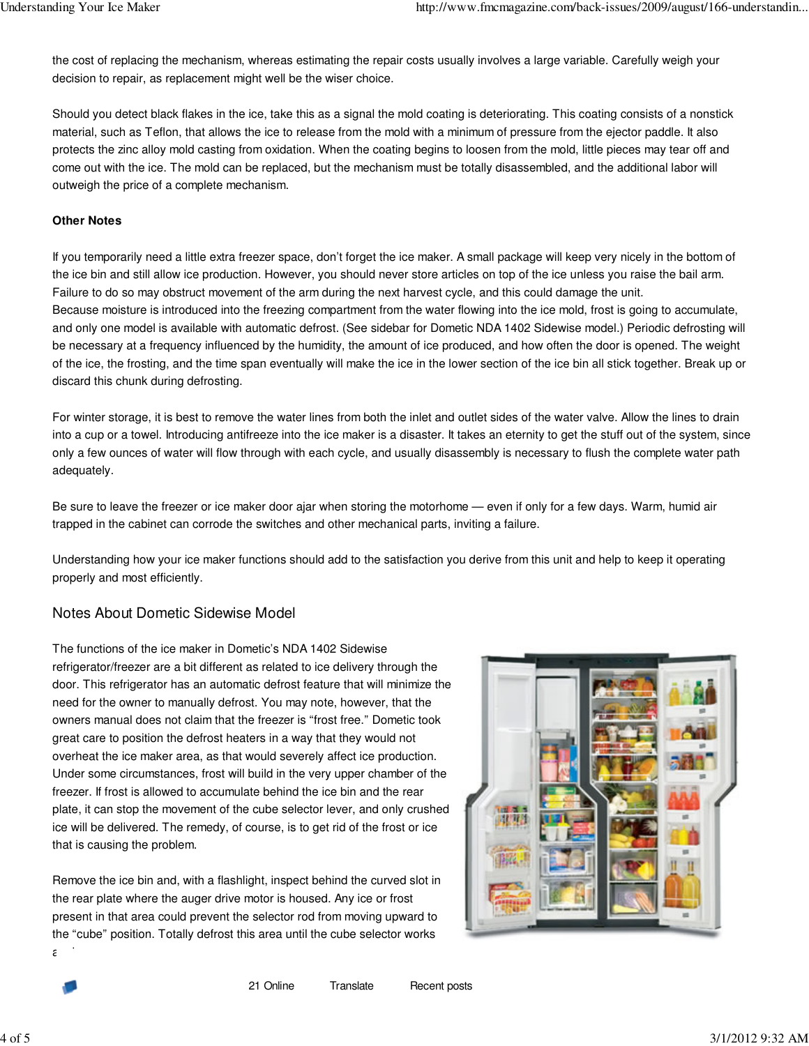the cost of replacing the mechanism, whereas estimating the repair costs usually involves a large variable. Carefully weigh your decision to repair, as replacement might well be the wiser choice.

Should you detect black flakes in the ice, take this as a signal the mold coating is deteriorating. This coating consists of a nonstick material, such as Teflon, that allows the ice to release from the mold with a minimum of pressure from the ejector paddle. It also protects the zinc alloy mold casting from oxidation. When the coating begins to loosen from the mold, little pieces may tear off and come out with the ice. The mold can be replaced, but the mechanism must be totally disassembled, and the additional labor will outweigh the price of a complete mechanism.

**Other Notes**

If you temporarily need a little extra freezer space, don't forget the ice maker. A small package will keep very nicely in the bottom of the ice bin and still allow ice production. However, you should never store articles on top of the ice unless you raise the bail arm. Failure to do so may obstruct movement of the arm during the next harvest cycle, and this could damage the unit.
Because moisture is introduced into the freezing compartment from the water flowing into the ice mold, frost is going to accumulate, and only one model is available with automatic defrost. (See sidebar for Dometic NDA 1402 Sidewise model.) Periodic defrosting will be necessary at a frequency influenced by the humidity, the amount of ice produced, and how often the door is opened. The weight of the ice, the frosting, and the time span eventually will make the ice in the lower section of the ice bin all stick together. Break up or discard this chunk during defrosting.

For winter storage, it is best to remove the water lines from both the inlet and outlet sides of the water valve. Allow the lines to drain into a cup or a towel. Introducing antifreeze into the ice maker is a disaster. It takes an eternity to get the stuff out of the system, since only a few ounces of water will flow through with each cycle, and usually disassembly is necessary to flush the complete water path adequately.

Be sure to leave the freezer or ice maker door ajar when storing the motorhome — even if only for a few days. Warm, humid air trapped in the cabinet can corrode the switches and other mechanical parts, inviting a failure.

Understanding how your ice maker functions should add to the satisfaction you derive from this unit and help to keep it operating properly and most efficiently.

## Notes About Dometic Sidewise Model

The functions of the ice maker in Dometic's NDA 1402 Sidewise refrigerator/freezer are a bit different as related to ice delivery through the door. This refrigerator has an automatic defrost feature that will minimize the need for the owner to manually defrost. You may note, however, that the owners manual does not claim that the freezer is "frost free." Dometic took great care to position the defrost heaters in a way that they would not overheat the ice maker area, as that would severely affect ice production. Under some circumstances, frost will build in the very upper chamber of the freezer. If frost is allowed to accumulate behind the ice bin and the rear plate, it can stop the movement of the cube selector lever, and only crushed ice will be delivered. The remedy, of course, is to get rid of the frost or ice that is causing the problem.

Remove the ice bin and, with a flashlight, inspect behind the curved slot in the rear plate where the auger drive motor is housed. Any ice or frost present in that area could prevent the selector rod from moving upward to the "cube" position. Totally defrost this area until the cube selector works a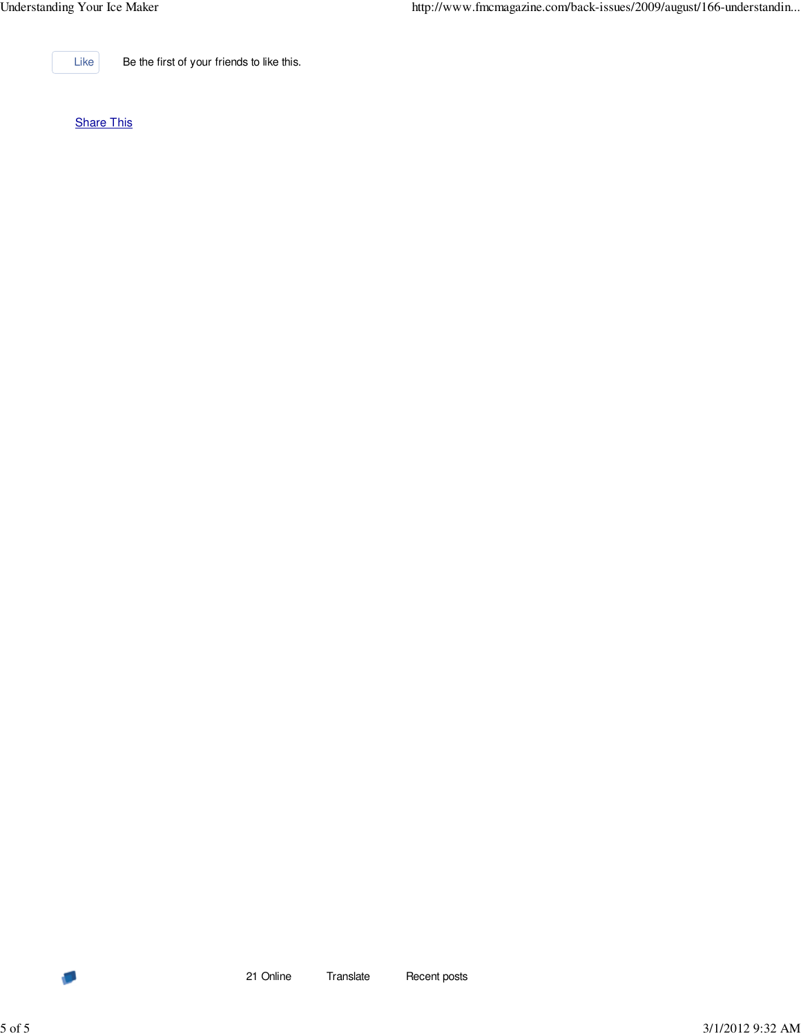Like Be the first of your friends to like this.

Share This

21 Online Translate Recent posts